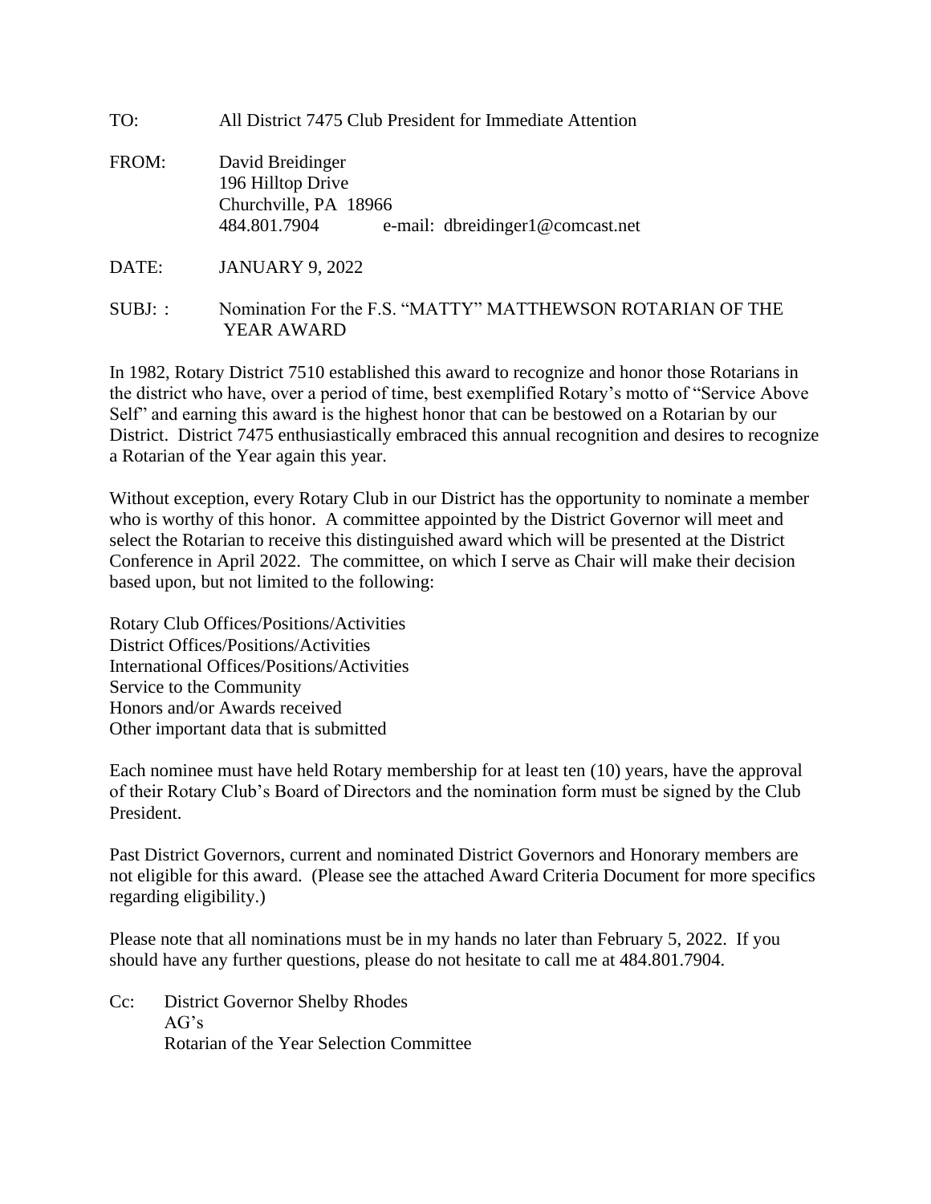TO: All District 7475 Club President for Immediate Attention

FROM: David Breidinger
196 Hilltop Drive
Churchville, PA 18966
484.801.7904 e-mail: dbreidinger1@comcast.net

DATE: JANUARY 9, 2022

SUBJ: : Nomination For the F.S. "MATTY" MATTHEWSON ROTARIAN OF THE YEAR AWARD

In 1982, Rotary District 7510 established this award to recognize and honor those Rotarians in the district who have, over a period of time, best exemplified Rotary's motto of "Service Above Self" and earning this award is the highest honor that can be bestowed on a Rotarian by our District. District 7475 enthusiastically embraced this annual recognition and desires to recognize a Rotarian of the Year again this year.

Without exception, every Rotary Club in our District has the opportunity to nominate a member who is worthy of this honor. A committee appointed by the District Governor will meet and select the Rotarian to receive this distinguished award which will be presented at the District Conference in April 2022. The committee, on which I serve as Chair will make their decision based upon, but not limited to the following:

Rotary Club Offices/Positions/Activities
District Offices/Positions/Activities
International Offices/Positions/Activities
Service to the Community
Honors and/or Awards received
Other important data that is submitted

Each nominee must have held Rotary membership for at least ten (10) years, have the approval of their Rotary Club's Board of Directors and the nomination form must be signed by the Club President.

Past District Governors, current and nominated District Governors and Honorary members are not eligible for this award. (Please see the attached Award Criteria Document for more specifics regarding eligibility.)

Please note that all nominations must be in my hands no later than February 5, 2022. If you should have any further questions, please do not hesitate to call me at 484.801.7904.

Cc: District Governor Shelby Rhodes
AG's
Rotarian of the Year Selection Committee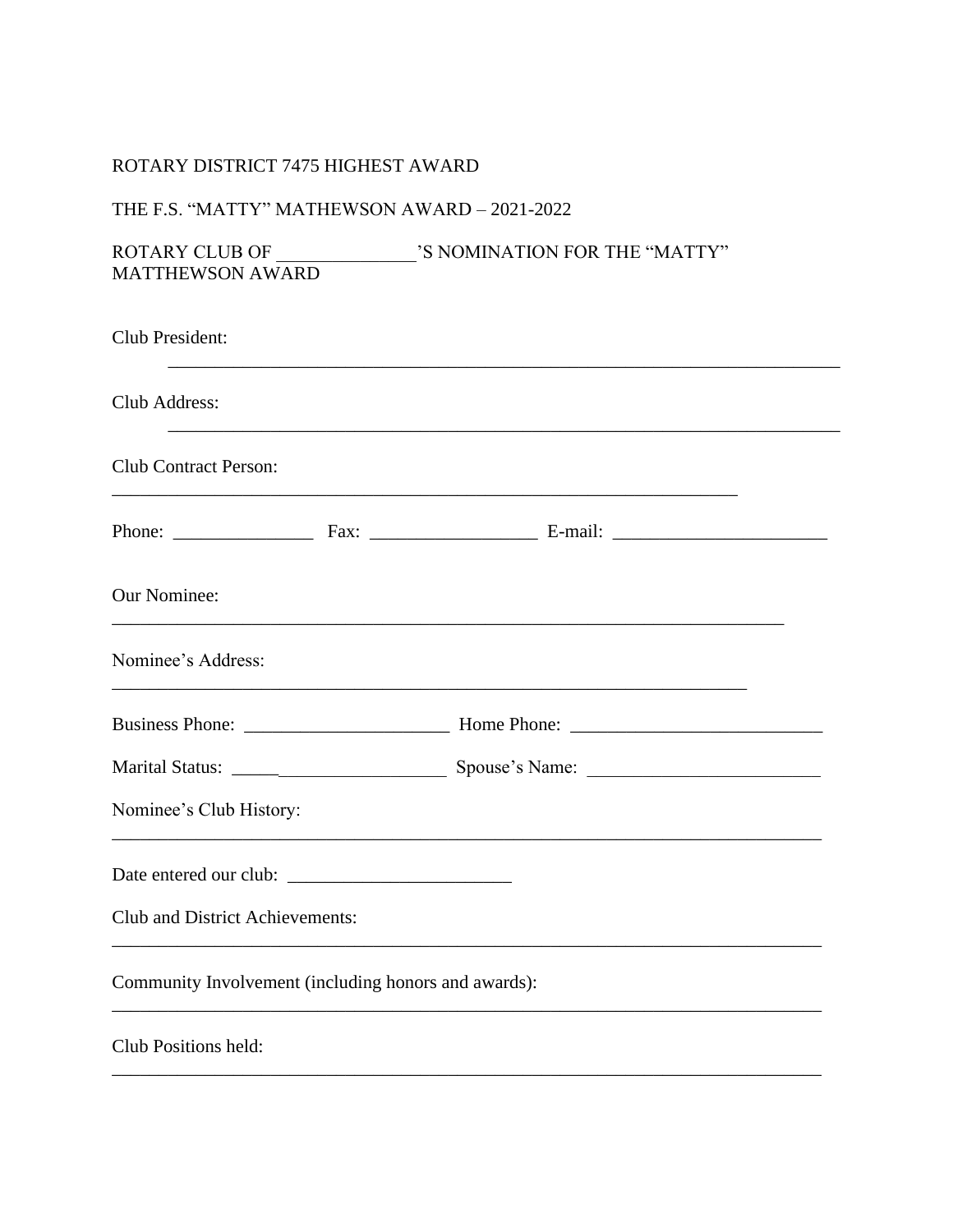ROTARY DISTRICT 7475 HIGHEST AWARD

THE F.S. "MATTY" MATHEWSON AWARD – 2021-2022

ROTARY CLUB OF _______________'S NOMINATION FOR THE "MATTY" MATTHEWSON AWARD

Club President:

___________________________________________________________________________

Club Address:

___________________________________________________________________________

Club Contract Person:

______________________________________________________________________

Phone: _______________ Fax: __________________ E-mail: _______________________

Our Nominee:

___________________________________________________________________________

Nominee's Address:

______________________________________________________________________

Business Phone: ______________________ Home Phone: ___________________________

Marital Status: _______________________ Spouse's Name: _________________________

Nominee's Club History:

______________________________________________________________________________

Date entered our club: ________________________

Club and District Achievements:

______________________________________________________________________________

Community Involvement (including honors and awards):

______________________________________________________________________________

Club Positions held:

______________________________________________________________________________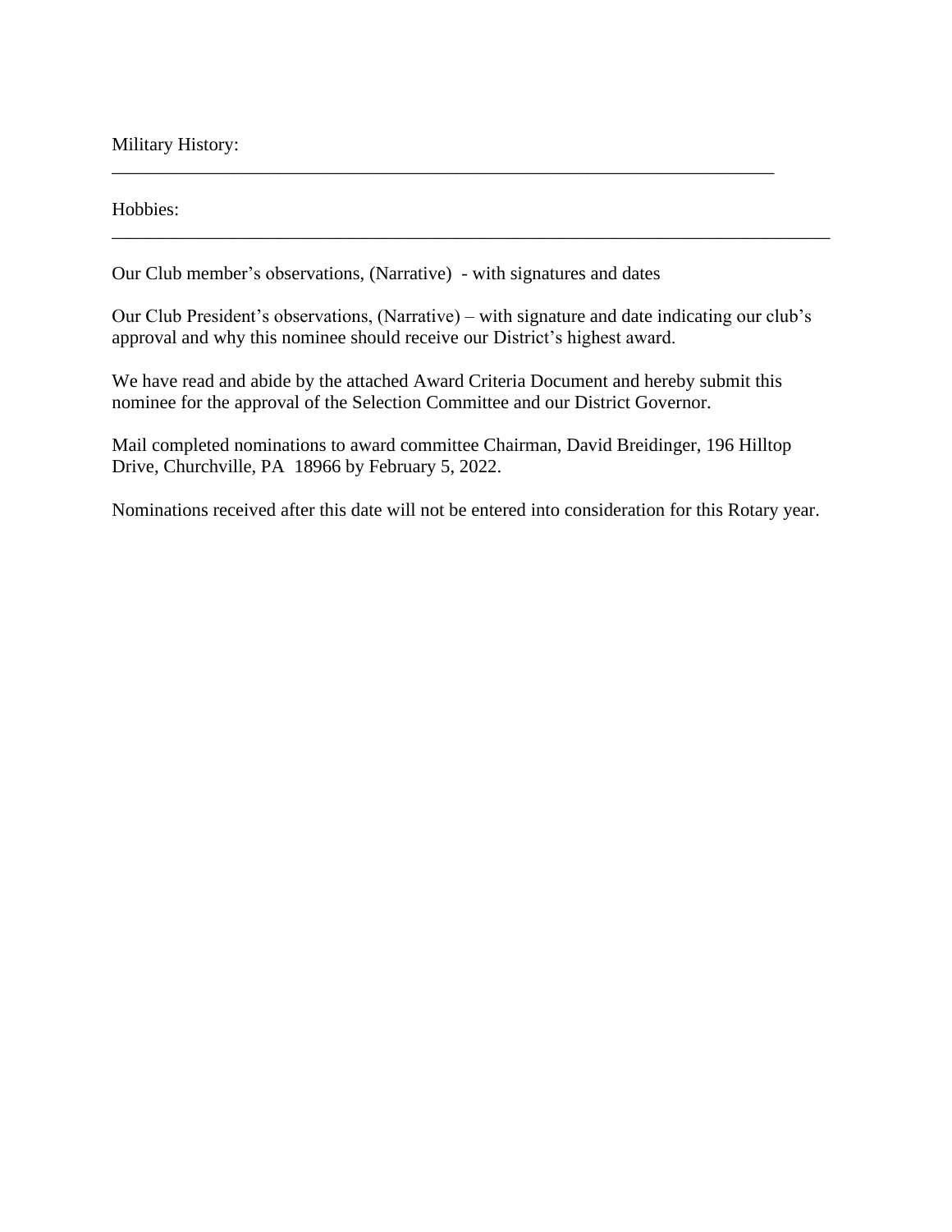Military History:
\_\_\_\_\_\_\_\_\_\_\_\_\_\_\_\_\_\_\_\_\_\_\_\_\_\_\_\_\_\_\_\_\_\_\_\_\_\_\_\_\_\_\_\_\_\_\_\_\_\_\_\_\_\_\_\_\_\_\_\_\_\_\_\_\_\_\_\_\_\_\_\_

Hobbies:
\_\_\_\_\_\_\_\_\_\_\_\_\_\_\_\_\_\_\_\_\_\_\_\_\_\_\_\_\_\_\_\_\_\_\_\_\_\_\_\_\_\_\_\_\_\_\_\_\_\_\_\_\_\_\_\_\_\_\_\_\_\_\_\_\_\_\_\_\_\_\_\_\_\_\_\_\_\_

Our Club member's observations, (Narrative) - with signatures and dates

Our Club President's observations, (Narrative) – with signature and date indicating our club's approval and why this nominee should receive our District's highest award.

We have read and abide by the attached Award Criteria Document and hereby submit this nominee for the approval of the Selection Committee and our District Governor.

Mail completed nominations to award committee Chairman, David Breidinger, 196 Hilltop Drive, Churchville, PA 18966 by February 5, 2022.

Nominations received after this date will not be entered into consideration for this Rotary year.